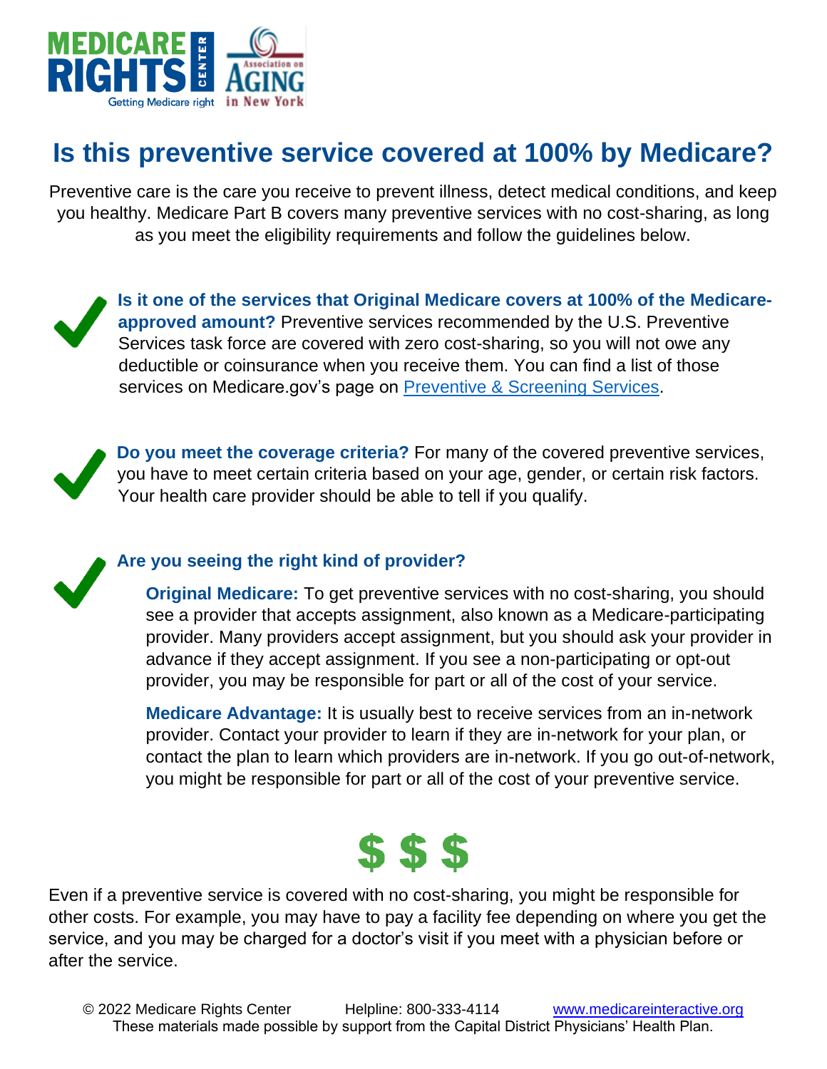# Is this preventive service covered at 100% by Medicare?

Preventive care is the care you receive to prevent illness, detect medical conditions, and keep you healthy. Medicare Part B covers many preventive services with no cost-sharing, as long as you meet the eligibility requirements and follow the guidelines below.

✓ **Is it one of the services that Original Medicare covers at 100% of the Medicare-approved amount?** Preventive services recommended by the U.S. Preventive Services task force are covered with zero cost-sharing, so you will not owe any deductible or coinsurance when you receive them. You can find a list of those services on Medicare.gov's page on [Preventive & Screening Services](https://www.medicare.gov).

✓ **Do you meet the coverage criteria?** For many of the covered preventive services, you have to meet certain criteria based on your age, gender, or certain risk factors. Your health care provider should be able to tell if you qualify.

✓ **Are you seeing the right kind of provider?**

**Original Medicare:** To get preventive services with no cost-sharing, you should see a provider that accepts assignment, also known as a Medicare-participating provider. Many providers accept assignment, but you should ask your provider in advance if they accept assignment. If you see a non-participating or opt-out provider, you may be responsible for part or all of the cost of your service.

**Medicare Advantage:** It is usually best to receive services from an in-network provider. Contact your provider to learn if they are in-network for your plan, or contact the plan to learn which providers are in-network. If you go out-of-network, you might be responsible for part or all of the cost of your preventive service.

$ $ $

Even if a preventive service is covered with no cost-sharing, you might be responsible for other costs. For example, you may have to pay a facility fee depending on where you get the service, and you may be charged for a doctor's visit if you meet with a physician before or after the service.

© 2022 Medicare Rights Center Helpline: 800-333-4114 [www.medicareinteractive.org](http://www.medicareinteractive.org)
These materials made possible by support from the Capital District Physicians' Health Plan.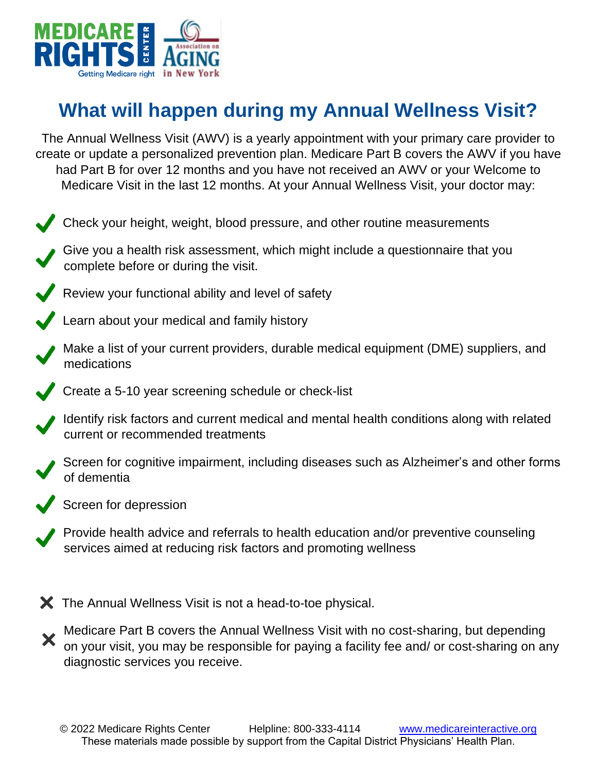# What will happen during my Annual Wellness Visit?

The Annual Wellness Visit (AWV) is a yearly appointment with your primary care provider to create or update a personalized prevention plan. Medicare Part B covers the AWV if you have had Part B for over 12 months and you have not received an AWV or your Welcome to Medicare Visit in the last 12 months. At your Annual Wellness Visit, your doctor may:

- ✔ Check your height, weight, blood pressure, and other routine measurements
- ✔ Give you a health risk assessment, which might include a questionnaire that you complete before or during the visit.
- ✔ Review your functional ability and level of safety
- ✔ Learn about your medical and family history
- ✔ Make a list of your current providers, durable medical equipment (DME) suppliers, and medications
- ✔ Create a 5-10 year screening schedule or check-list
- ✔ Identify risk factors and current medical and mental health conditions along with related current or recommended treatments
- ✔ Screen for cognitive impairment, including diseases such as Alzheimer's and other forms of dementia
- ✔ Screen for depression
- ✔ Provide health advice and referrals to health education and/or preventive counseling services aimed at reducing risk factors and promoting wellness

- ✘ The Annual Wellness Visit is not a head-to-toe physical.
- ✘ Medicare Part B covers the Annual Wellness Visit with no cost-sharing, but depending on your visit, you may be responsible for paying a facility fee and/ or cost-sharing on any diagnostic services you receive.

© 2022 Medicare Rights Center Helpline: 800-333-4114 www.medicareinteractive.org
These materials made possible by support from the Capital District Physicians' Health Plan.